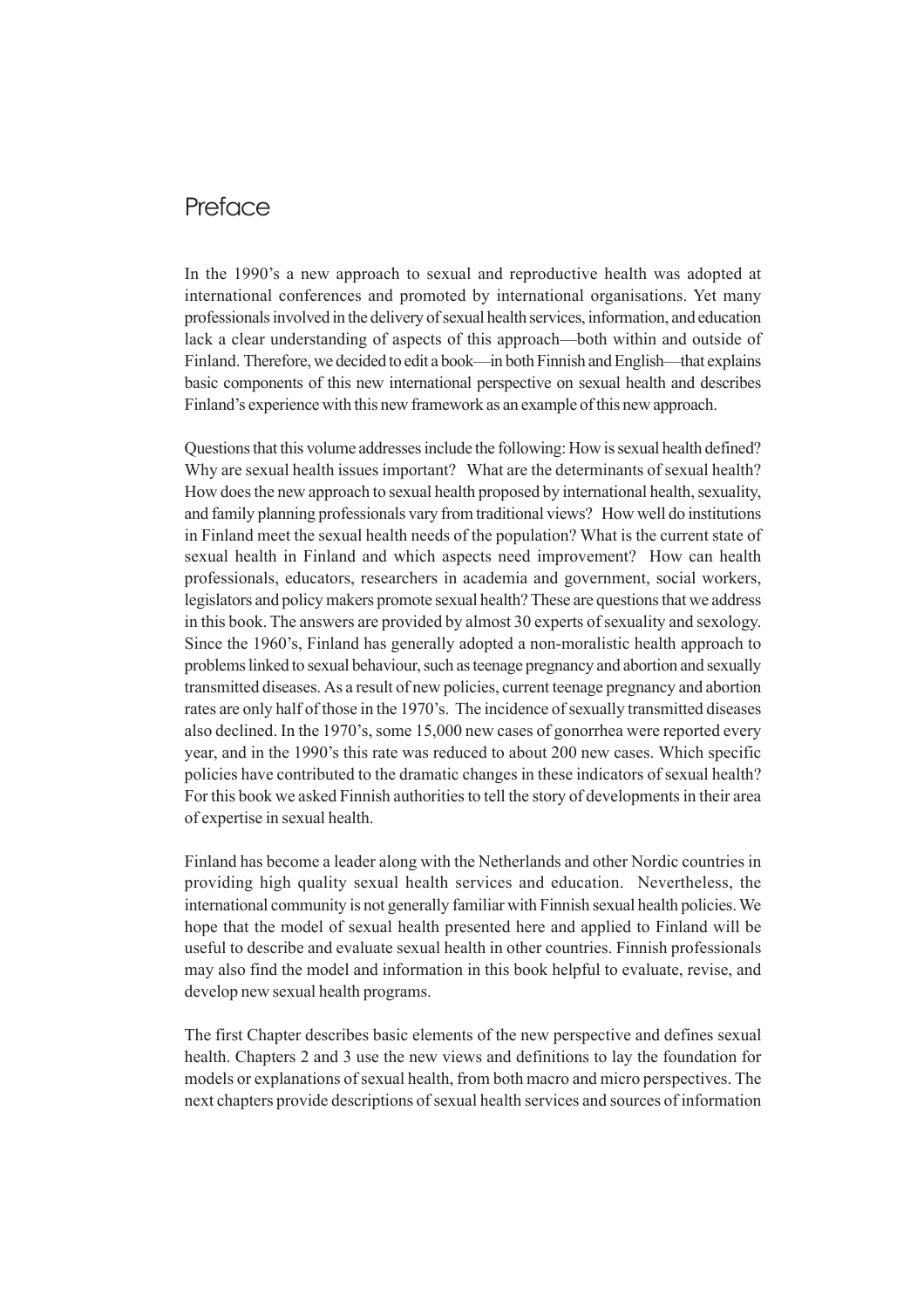# Preface

In the 1990's a new approach to sexual and reproductive health was adopted at international conferences and promoted by international organisations. Yet many professionals involved in the delivery of sexual health services, information, and education lack a clear understanding of aspects of this approach—both within and outside of Finland. Therefore, we decided to edit a book—in both Finnish and English—that explains basic components of this new international perspective on sexual health and describes Finland's experience with this new framework as an example of this new approach.

Questions that this volume addresses include the following: How is sexual health defined? Why are sexual health issues important? What are the determinants of sexual health? How does the new approach to sexual health proposed by international health, sexuality, and family planning professionals vary from traditional views? How well do institutions in Finland meet the sexual health needs of the population? What is the current state of sexual health in Finland and which aspects need improvement? How can health professionals, educators, researchers in academia and government, social workers, legislators and policy makers promote sexual health? These are questions that we address in this book. The answers are provided by almost 30 experts of sexuality and sexology. Since the 1960's, Finland has generally adopted a non-moralistic health approach to problems linked to sexual behaviour, such as teenage pregnancy and abortion and sexually transmitted diseases. As a result of new policies, current teenage pregnancy and abortion rates are only half of those in the 1970's. The incidence of sexually transmitted diseases also declined. In the 1970's, some 15,000 new cases of gonorrhea were reported every year, and in the 1990's this rate was reduced to about 200 new cases. Which specific policies have contributed to the dramatic changes in these indicators of sexual health? For this book we asked Finnish authorities to tell the story of developments in their area of expertise in sexual health.

Finland has become a leader along with the Netherlands and other Nordic countries in providing high quality sexual health services and education. Nevertheless, the international community is not generally familiar with Finnish sexual health policies. We hope that the model of sexual health presented here and applied to Finland will be useful to describe and evaluate sexual health in other countries. Finnish professionals may also find the model and information in this book helpful to evaluate, revise, and develop new sexual health programs.

The first Chapter describes basic elements of the new perspective and defines sexual health. Chapters 2 and 3 use the new views and definitions to lay the foundation for models or explanations of sexual health, from both macro and micro perspectives. The next chapters provide descriptions of sexual health services and sources of information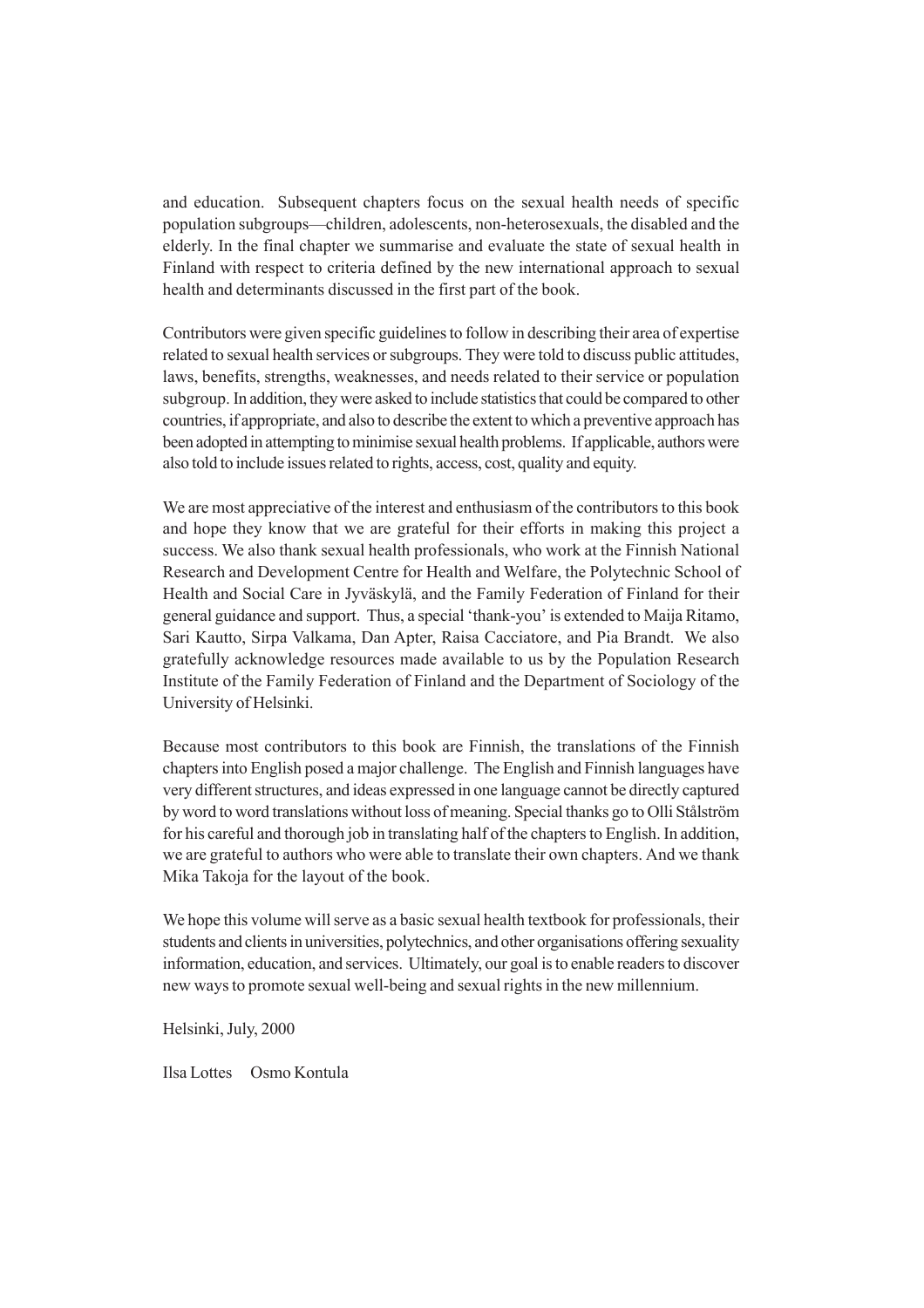and education. Subsequent chapters focus on the sexual health needs of specific population subgroups—children, adolescents, non-heterosexuals, the disabled and the elderly. In the final chapter we summarise and evaluate the state of sexual health in Finland with respect to criteria defined by the new international approach to sexual health and determinants discussed in the first part of the book.

Contributors were given specific guidelines to follow in describing their area of expertise related to sexual health services or subgroups. They were told to discuss public attitudes, laws, benefits, strengths, weaknesses, and needs related to their service or population subgroup. In addition, they were asked to include statistics that could be compared to other countries, if appropriate, and also to describe the extent to which a preventive approach has been adopted in attempting to minimise sexual health problems. If applicable, authors were also told to include issues related to rights, access, cost, quality and equity.

We are most appreciative of the interest and enthusiasm of the contributors to this book and hope they know that we are grateful for their efforts in making this project a success. We also thank sexual health professionals, who work at the Finnish National Research and Development Centre for Health and Welfare, the Polytechnic School of Health and Social Care in Jyväskylä, and the Family Federation of Finland for their general guidance and support. Thus, a special 'thank-you' is extended to Maija Ritamo, Sari Kautto, Sirpa Valkama, Dan Apter, Raisa Cacciatore, and Pia Brandt. We also gratefully acknowledge resources made available to us by the Population Research Institute of the Family Federation of Finland and the Department of Sociology of the University of Helsinki.

Because most contributors to this book are Finnish, the translations of the Finnish chapters into English posed a major challenge. The English and Finnish languages have very different structures, and ideas expressed in one language cannot be directly captured by word to word translations without loss of meaning. Special thanks go to Olli Stålström for his careful and thorough job in translating half of the chapters to English. In addition, we are grateful to authors who were able to translate their own chapters. And we thank Mika Takoja for the layout of the book.

We hope this volume will serve as a basic sexual health textbook for professionals, their students and clients in universities, polytechnics, and other organisations offering sexuality information, education, and services. Ultimately, our goal is to enable readers to discover new ways to promote sexual well-being and sexual rights in the new millennium.

Helsinki, July, 2000

Ilsa Lottes Osmo Kontula